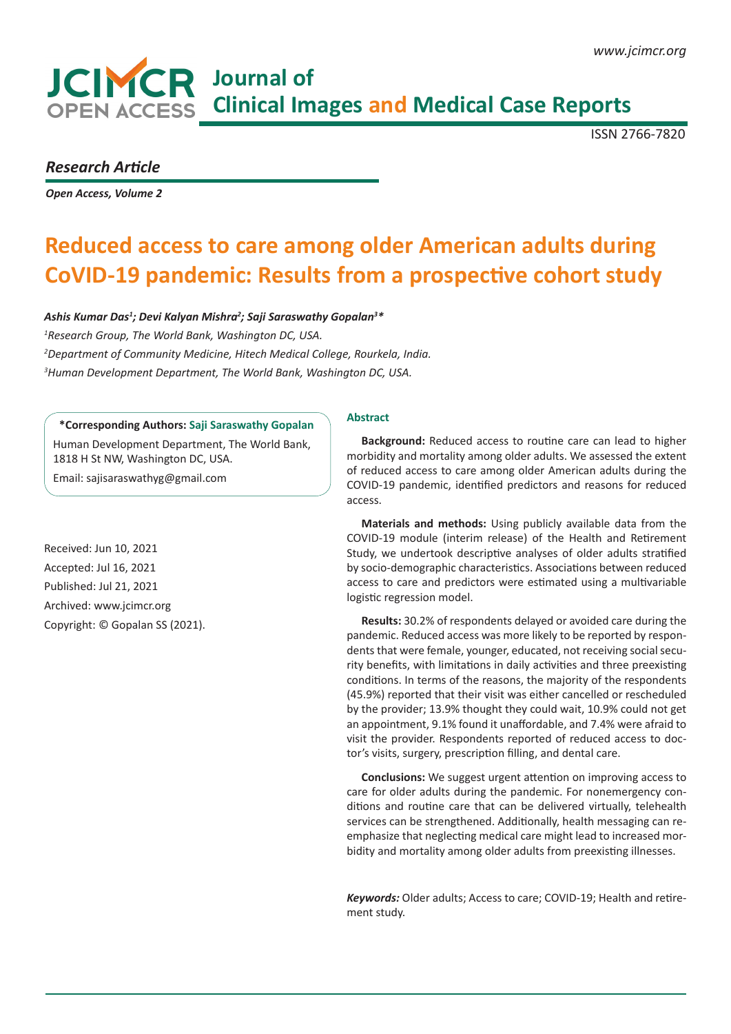*Research Article*

*Open Access, Volume 2*

# Reduced access to care among older American adults during CoVID-19 pandemic: Results from a prospective cohort study

***Ashis Kumar Das[1]; Devi Kalyan Mishra[2]; Saji Saraswathy Gopalan[3]****

*[1]Research Group, The World Bank, Washington DC, USA.*

*[2]Department of Community Medicine, Hitech Medical College, Rourkela, India.*

*[3]Human Development Department, The World Bank, Washington DC, USA.*

**\*Corresponding Authors: Saji Saraswathy Gopalan**

Human Development Department, The World Bank, 1818 H St NW, Washington DC, USA.

Email: sajisaraswathyg@gmail.com

Received: Jun 10, 2021
Accepted: Jul 16, 2021
Published: Jul 21, 2021
Archived: www.jcimcr.org
Copyright: © Gopalan SS (2021).

## Abstract

**Background:** Reduced access to routine care can lead to higher morbidity and mortality among older adults. We assessed the extent of reduced access to care among older American adults during the COVID-19 pandemic, identified predictors and reasons for reduced access.

**Materials and methods:** Using publicly available data from the COVID-19 module (interim release) of the Health and Retirement Study, we undertook descriptive analyses of older adults stratified by socio-demographic characteristics. Associations between reduced access to care and predictors were estimated using a multivariable logistic regression model.

**Results:** 30.2% of respondents delayed or avoided care during the pandemic. Reduced access was more likely to be reported by respondents that were female, younger, educated, not receiving social security benefits, with limitations in daily activities and three preexisting conditions. In terms of the reasons, the majority of the respondents (45.9%) reported that their visit was either cancelled or rescheduled by the provider; 13.9% thought they could wait, 10.9% could not get an appointment, 9.1% found it unaffordable, and 7.4% were afraid to visit the provider. Respondents reported of reduced access to doctor's visits, surgery, prescription filling, and dental care.

**Conclusions:** We suggest urgent attention on improving access to care for older adults during the pandemic. For nonemergency conditions and routine care that can be delivered virtually, telehealth services can be strengthened. Additionally, health messaging can reemphasize that neglecting medical care might lead to increased morbidity and mortality among older adults from preexisting illnesses.

***Keywords:*** Older adults; Access to care; COVID-19; Health and retirement study.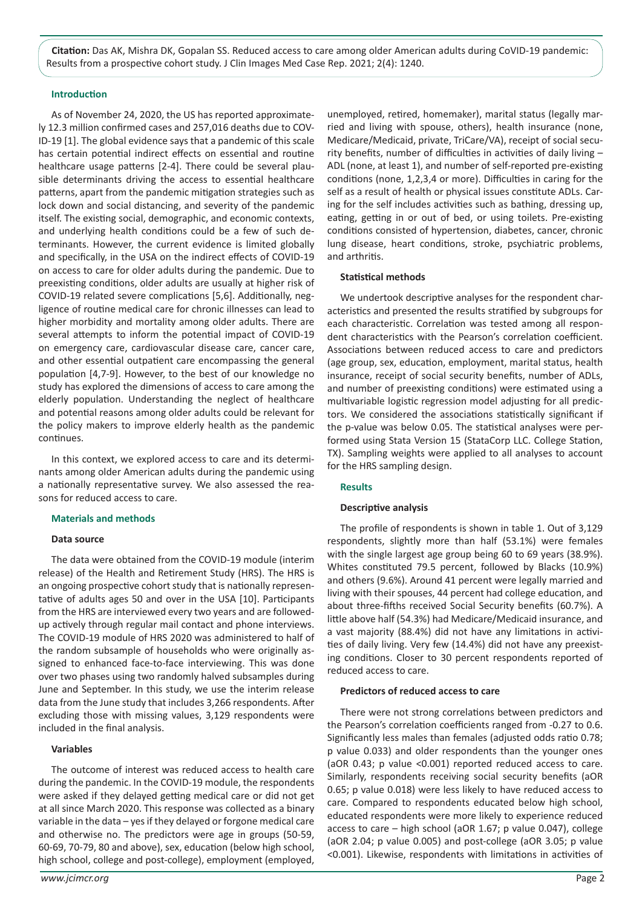**Citation:** Das AK, Mishra DK, Gopalan SS. Reduced access to care among older American adults during CoVID-19 pandemic: Results from a prospective cohort study. J Clin Images Med Case Rep. 2021; 2(4): 1240.

## Introduction

As of November 24, 2020, the US has reported approximately 12.3 million confirmed cases and 257,016 deaths due to COVID-19 [1]. The global evidence says that a pandemic of this scale has certain potential indirect effects on essential and routine healthcare usage patterns [2-4]. There could be several plausible determinants driving the access to essential healthcare patterns, apart from the pandemic mitigation strategies such as lock down and social distancing, and severity of the pandemic itself. The existing social, demographic, and economic contexts, and underlying health conditions could be a few of such determinants. However, the current evidence is limited globally and specifically, in the USA on the indirect effects of COVID-19 on access to care for older adults during the pandemic. Due to preexisting conditions, older adults are usually at higher risk of COVID-19 related severe complications [5,6]. Additionally, negligence of routine medical care for chronic illnesses can lead to higher morbidity and mortality among older adults. There are several attempts to inform the potential impact of COVID-19 on emergency care, cardiovascular disease care, cancer care, and other essential outpatient care encompassing the general population [4,7-9]. However, to the best of our knowledge no study has explored the dimensions of access to care among the elderly population. Understanding the neglect of healthcare and potential reasons among older adults could be relevant for the policy makers to improve elderly health as the pandemic continues.

In this context, we explored access to care and its determinants among older American adults during the pandemic using a nationally representative survey. We also assessed the reasons for reduced access to care.

## Materials and methods

### Data source

The data were obtained from the COVID-19 module (interim release) of the Health and Retirement Study (HRS). The HRS is an ongoing prospective cohort study that is nationally representative of adults ages 50 and over in the USA [10]. Participants from the HRS are interviewed every two years and are followed-up actively through regular mail contact and phone interviews. The COVID-19 module of HRS 2020 was administered to half of the random subsample of households who were originally assigned to enhanced face-to-face interviewing. This was done over two phases using two randomly halved subsamples during June and September. In this study, we use the interim release data from the June study that includes 3,266 respondents. After excluding those with missing values, 3,129 respondents were included in the final analysis.

### Variables

The outcome of interest was reduced access to health care during the pandemic. In the COVID-19 module, the respondents were asked if they delayed getting medical care or did not get at all since March 2020. This response was collected as a binary variable in the data – yes if they delayed or forgone medical care and otherwise no. The predictors were age in groups (50-59, 60-69, 70-79, 80 and above), sex, education (below high school, high school, college and post-college), employment (employed, unemployed, retired, homemaker), marital status (legally married and living with spouse, others), health insurance (none, Medicare/Medicaid, private, TriCare/VA), receipt of social security benefits, number of difficulties in activities of daily living – ADL (none, at least 1), and number of self-reported pre-existing conditions (none, 1,2,3,4 or more). Difficulties in caring for the self as a result of health or physical issues constitute ADLs. Caring for the self includes activities such as bathing, dressing up, eating, getting in or out of bed, or using toilets. Pre-existing conditions consisted of hypertension, diabetes, cancer, chronic lung disease, heart conditions, stroke, psychiatric problems, and arthritis.

### Statistical methods

We undertook descriptive analyses for the respondent characteristics and presented the results stratified by subgroups for each characteristic. Correlation was tested among all respondent characteristics with the Pearson's correlation coefficient. Associations between reduced access to care and predictors (age group, sex, education, employment, marital status, health insurance, receipt of social security benefits, number of ADLs, and number of preexisting conditions) were estimated using a multivariable logistic regression model adjusting for all predictors. We considered the associations statistically significant if the p-value was below 0.05. The statistical analyses were performed using Stata Version 15 (StataCorp LLC. College Station, TX). Sampling weights were applied to all analyses to account for the HRS sampling design.

## Results

### Descriptive analysis

The profile of respondents is shown in table 1. Out of 3,129 respondents, slightly more than half (53.1%) were females with the single largest age group being 60 to 69 years (38.9%). Whites constituted 79.5 percent, followed by Blacks (10.9%) and others (9.6%). Around 41 percent were legally married and living with their spouses, 44 percent had college education, and about three-fifths received Social Security benefits (60.7%). A little above half (54.3%) had Medicare/Medicaid insurance, and a vast majority (88.4%) did not have any limitations in activities of daily living. Very few (14.4%) did not have any preexisting conditions. Closer to 30 percent respondents reported of reduced access to care.

### Predictors of reduced access to care

There were not strong correlations between predictors and the Pearson's correlation coefficients ranged from -0.27 to 0.6. Significantly less males than females (adjusted odds ratio 0.78; p value 0.033) and older respondents than the younger ones (aOR 0.43; p value <0.001) reported reduced access to care. Similarly, respondents receiving social security benefits (aOR 0.65; p value 0.018) were less likely to have reduced access to care. Compared to respondents educated below high school, educated respondents were more likely to experience reduced access to care – high school (aOR 1.67; p value 0.047), college (aOR 2.04; p value 0.005) and post-college (aOR 3.05; p value <0.001). Likewise, respondents with limitations in activities of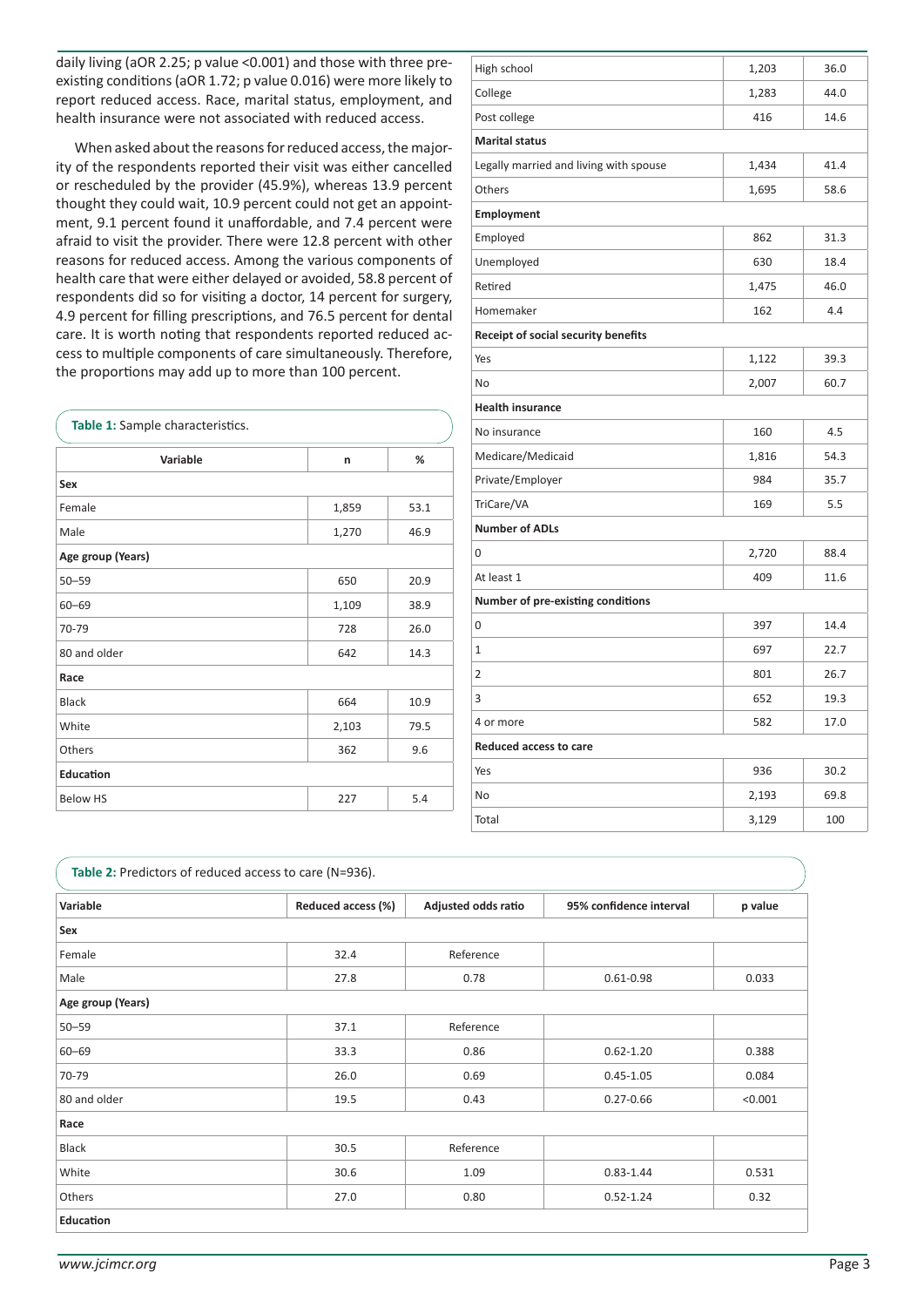daily living (aOR 2.25; p value <0.001) and those with three pre-existing conditions (aOR 1.72; p value 0.016) were more likely to report reduced access. Race, marital status, employment, and health insurance were not associated with reduced access.

When asked about the reasons for reduced access, the majority of the respondents reported their visit was either cancelled or rescheduled by the provider (45.9%), whereas 13.9 percent thought they could wait, 10.9 percent could not get an appointment, 9.1 percent found it unaffordable, and 7.4 percent were afraid to visit the provider. There were 12.8 percent with other reasons for reduced access. Among the various components of health care that were either delayed or avoided, 58.8 percent of respondents did so for visiting a doctor, 14 percent for surgery, 4.9 percent for filling prescriptions, and 76.5 percent for dental care. It is worth noting that respondents reported reduced access to multiple components of care simultaneously. Therefore, the proportions may add up to more than 100 percent.

**Table 1:** Sample characteristics.

| Variable | n | % |
|---|---|---|
| **Sex** | | |
| Female | 1,859 | 53.1 |
| Male | 1,270 | 46.9 |
| **Age group (Years)** | | |
| 50–59 | 650 | 20.9 |
| 60–69 | 1,109 | 38.9 |
| 70-79 | 728 | 26.0 |
| 80 and older | 642 | 14.3 |
| **Race** | | |
| Black | 664 | 10.9 |
| White | 2,103 | 79.5 |
| Others | 362 | 9.6 |
| **Education** | | |
| Below HS | 227 | 5.4 |
| High school | 1,203 | 36.0 |
| College | 1,283 | 44.0 |
| Post college | 416 | 14.6 |
| **Marital status** | | |
| Legally married and living with spouse | 1,434 | 41.4 |
| Others | 1,695 | 58.6 |
| **Employment** | | |
| Employed | 862 | 31.3 |
| Unemployed | 630 | 18.4 |
| Retired | 1,475 | 46.0 |
| Homemaker | 162 | 4.4 |
| **Receipt of social security benefits** | | |
| Yes | 1,122 | 39.3 |
| No | 2,007 | 60.7 |
| **Health insurance** | | |
| No insurance | 160 | 4.5 |
| Medicare/Medicaid | 1,816 | 54.3 |
| Private/Employer | 984 | 35.7 |
| TriCare/VA | 169 | 5.5 |
| **Number of ADLs** | | |
| 0 | 2,720 | 88.4 |
| At least 1 | 409 | 11.6 |
| **Number of pre-existing conditions** | | |
| 0 | 397 | 14.4 |
| 1 | 697 | 22.7 |
| 2 | 801 | 26.7 |
| 3 | 652 | 19.3 |
| 4 or more | 582 | 17.0 |
| **Reduced access to care** | | |
| Yes | 936 | 30.2 |
| No | 2,193 | 69.8 |
| Total | 3,129 | 100 |

**Table 2:** Predictors of reduced access to care (N=936).

| Variable | Reduced access (%) | Adjusted odds ratio | 95% confidence interval | p value |
|---|---|---|---|---|
| **Sex** | | | | |
| Female | 32.4 | Reference | | |
| Male | 27.8 | 0.78 | 0.61-0.98 | 0.033 |
| **Age group (Years)** | | | | |
| 50–59 | 37.1 | Reference | | |
| 60–69 | 33.3 | 0.86 | 0.62-1.20 | 0.388 |
| 70-79 | 26.0 | 0.69 | 0.45-1.05 | 0.084 |
| 80 and older | 19.5 | 0.43 | 0.27-0.66 | <0.001 |
| **Race** | | | | |
| Black | 30.5 | Reference | | |
| White | 30.6 | 1.09 | 0.83-1.44 | 0.531 |
| Others | 27.0 | 0.80 | 0.52-1.24 | 0.32 |
| **Education** | | | | |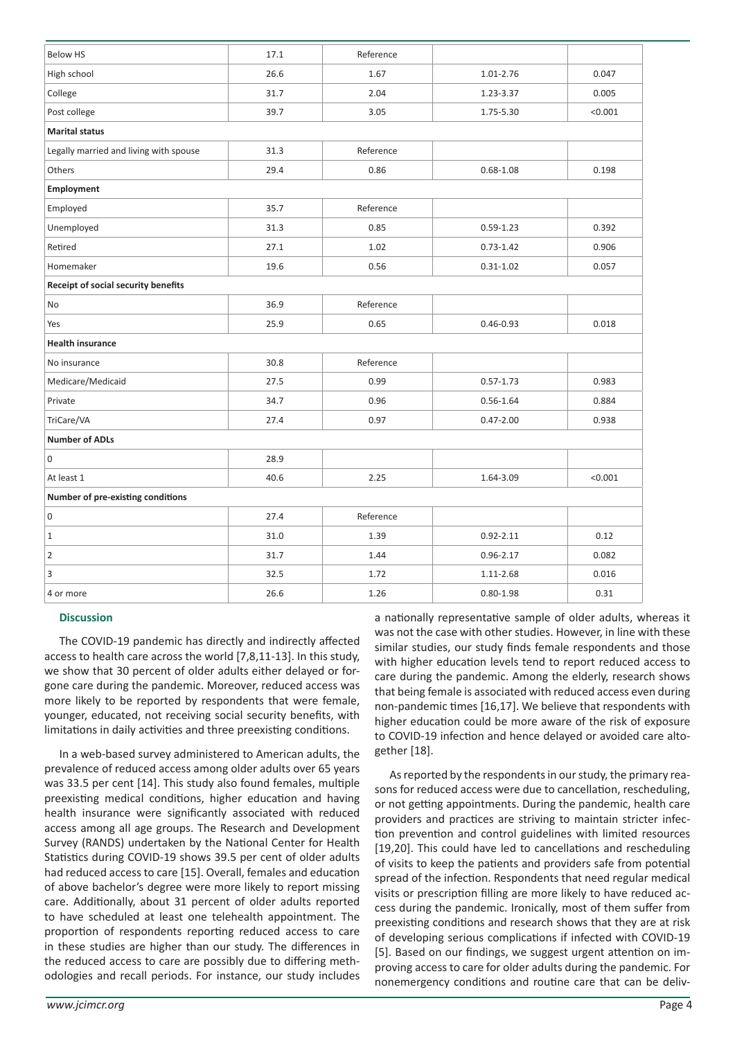| | | | | |
|---|---|---|---|---|
| Below HS | 17.1 | Reference | | |
| High school | 26.6 | 1.67 | 1.01-2.76 | 0.047 |
| College | 31.7 | 2.04 | 1.23-3.37 | 0.005 |
| Post college | 39.7 | 3.05 | 1.75-5.30 | <0.001 |
| **Marital status** | | | | |
| Legally married and living with spouse | 31.3 | Reference | | |
| Others | 29.4 | 0.86 | 0.68-1.08 | 0.198 |
| **Employment** | | | | |
| Employed | 35.7 | Reference | | |
| Unemployed | 31.3 | 0.85 | 0.59-1.23 | 0.392 |
| Retired | 27.1 | 1.02 | 0.73-1.42 | 0.906 |
| Homemaker | 19.6 | 0.56 | 0.31-1.02 | 0.057 |
| **Receipt of social security benefits** | | | | |
| No | 36.9 | Reference | | |
| Yes | 25.9 | 0.65 | 0.46-0.93 | 0.018 |
| **Health insurance** | | | | |
| No insurance | 30.8 | Reference | | |
| Medicare/Medicaid | 27.5 | 0.99 | 0.57-1.73 | 0.983 |
| Private | 34.7 | 0.96 | 0.56-1.64 | 0.884 |
| TriCare/VA | 27.4 | 0.97 | 0.47-2.00 | 0.938 |
| **Number of ADLs** | | | | |
| 0 | 28.9 | | | |
| At least 1 | 40.6 | 2.25 | 1.64-3.09 | <0.001 |
| **Number of pre-existing conditions** | | | | |
| 0 | 27.4 | Reference | | |
| 1 | 31.0 | 1.39 | 0.92-2.11 | 0.12 |
| 2 | 31.7 | 1.44 | 0.96-2.17 | 0.082 |
| 3 | 32.5 | 1.72 | 1.11-2.68 | 0.016 |
| 4 or more | 26.6 | 1.26 | 0.80-1.98 | 0.31 |

## Discussion

The COVID-19 pandemic has directly and indirectly affected access to health care across the world [7,8,11-13]. In this study, we show that 30 percent of older adults either delayed or forgone care during the pandemic. Moreover, reduced access was more likely to be reported by respondents that were female, younger, educated, not receiving social security benefits, with limitations in daily activities and three preexisting conditions.

In a web-based survey administered to American adults, the prevalence of reduced access among older adults over 65 years was 33.5 per cent [14]. This study also found females, multiple preexisting medical conditions, higher education and having health insurance were significantly associated with reduced access among all age groups. The Research and Development Survey (RANDS) undertaken by the National Center for Health Statistics during COVID-19 shows 39.5 per cent of older adults had reduced access to care [15]. Overall, females and education of above bachelor's degree were more likely to report missing care. Additionally, about 31 percent of older adults reported to have scheduled at least one telehealth appointment. The proportion of respondents reporting reduced access to care in these studies are higher than our study. The differences in the reduced access to care are possibly due to differing methodologies and recall periods. For instance, our study includes a nationally representative sample of older adults, whereas it was not the case with other studies. However, in line with these similar studies, our study finds female respondents and those with higher education levels tend to report reduced access to care during the pandemic. Among the elderly, research shows that being female is associated with reduced access even during non-pandemic times [16,17]. We believe that respondents with higher education could be more aware of the risk of exposure to COVID-19 infection and hence delayed or avoided care altogether [18].

As reported by the respondents in our study, the primary reasons for reduced access were due to cancellation, rescheduling, or not getting appointments. During the pandemic, health care providers and practices are striving to maintain stricter infection prevention and control guidelines with limited resources [19,20]. This could have led to cancellations and rescheduling of visits to keep the patients and providers safe from potential spread of the infection. Respondents that need regular medical visits or prescription filling are more likely to have reduced access during the pandemic. Ironically, most of them suffer from preexisting conditions and research shows that they are at risk of developing serious complications if infected with COVID-19 [5]. Based on our findings, we suggest urgent attention on improving access to care for older adults during the pandemic. For nonemergency conditions and routine care that can be deliv-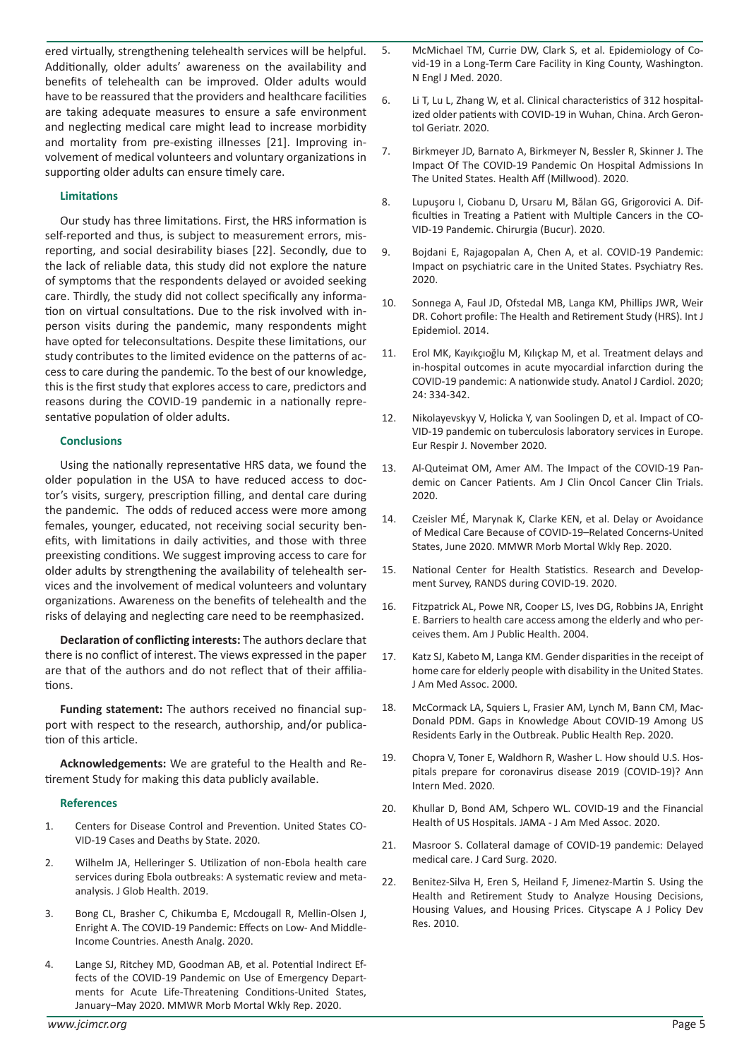ered virtually, strengthening telehealth services will be helpful. Additionally, older adults' awareness on the availability and benefits of telehealth can be improved. Older adults would have to be reassured that the providers and healthcare facilities are taking adequate measures to ensure a safe environment and neglecting medical care might lead to increase morbidity and mortality from pre-existing illnesses [21]. Improving involvement of medical volunteers and voluntary organizations in supporting older adults can ensure timely care.

### Limitations

Our study has three limitations. First, the HRS information is self-reported and thus, is subject to measurement errors, misreporting, and social desirability biases [22]. Secondly, due to the lack of reliable data, this study did not explore the nature of symptoms that the respondents delayed or avoided seeking care. Thirdly, the study did not collect specifically any information on virtual consultations. Due to the risk involved with in-person visits during the pandemic, many respondents might have opted for teleconsultations. Despite these limitations, our study contributes to the limited evidence on the patterns of access to care during the pandemic. To the best of our knowledge, this is the first study that explores access to care, predictors and reasons during the COVID-19 pandemic in a nationally representative population of older adults.

### Conclusions

Using the nationally representative HRS data, we found the older population in the USA to have reduced access to doctor's visits, surgery, prescription filling, and dental care during the pandemic. The odds of reduced access were more among females, younger, educated, not receiving social security benefits, with limitations in daily activities, and those with three preexisting conditions. We suggest improving access to care for older adults by strengthening the availability of telehealth services and the involvement of medical volunteers and voluntary organizations. Awareness on the benefits of telehealth and the risks of delaying and neglecting care need to be reemphasized.

**Declaration of conflicting interests:** The authors declare that there is no conflict of interest. The views expressed in the paper are that of the authors and do not reflect that of their affiliations.

**Funding statement:** The authors received no financial support with respect to the research, authorship, and/or publication of this article.

**Acknowledgements:** We are grateful to the Health and Retirement Study for making this data publicly available.

### References

1. Centers for Disease Control and Prevention. United States COVID-19 Cases and Deaths by State. 2020.
2. Wilhelm JA, Helleringer S. Utilization of non-Ebola health care services during Ebola outbreaks: A systematic review and meta-analysis. J Glob Health. 2019.
3. Bong CL, Brasher C, Chikumba E, Mcdougall R, Mellin-Olsen J, Enright A. The COVID-19 Pandemic: Effects on Low- And Middle-Income Countries. Anesth Analg. 2020.
4. Lange SJ, Ritchey MD, Goodman AB, et al. Potential Indirect Effects of the COVID-19 Pandemic on Use of Emergency Departments for Acute Life-Threatening Conditions-United States, January–May 2020. MMWR Morb Mortal Wkly Rep. 2020.
5. McMichael TM, Currie DW, Clark S, et al. Epidemiology of Covid-19 in a Long-Term Care Facility in King County, Washington. N Engl J Med. 2020.
6. Li T, Lu L, Zhang W, et al. Clinical characteristics of 312 hospitalized older patients with COVID-19 in Wuhan, China. Arch Gerontol Geriatr. 2020.
7. Birkmeyer JD, Barnato A, Birkmeyer N, Bessler R, Skinner J. The Impact Of The COVID-19 Pandemic On Hospital Admissions In The United States. Health Aff (Millwood). 2020.
8. Lupuşoru I, Ciobanu D, Ursaru M, Bălan GG, Grigorovici A. Difficulties in Treating a Patient with Multiple Cancers in the COVID-19 Pandemic. Chirurgia (Bucur). 2020.
9. Bojdani E, Rajagopalan A, Chen A, et al. COVID-19 Pandemic: Impact on psychiatric care in the United States. Psychiatry Res. 2020.
10. Sonnega A, Faul JD, Ofstedal MB, Langa KM, Phillips JWR, Weir DR. Cohort profile: The Health and Retirement Study (HRS). Int J Epidemiol. 2014.
11. Erol MK, Kayıkçıoğlu M, Kılıçkap M, et al. Treatment delays and in-hospital outcomes in acute myocardial infarction during the COVID-19 pandemic: A nationwide study. Anatol J Cardiol. 2020; 24: 334-342.
12. Nikolayevskyy V, Holicka Y, van Soolingen D, et al. Impact of COVID-19 pandemic on tuberculosis laboratory services in Europe. Eur Respir J. November 2020.
13. Al-Quteimat OM, Amer AM. The Impact of the COVID-19 Pandemic on Cancer Patients. Am J Clin Oncol Cancer Clin Trials. 2020.
14. Czeisler MÉ, Marynak K, Clarke KEN, et al. Delay or Avoidance of Medical Care Because of COVID-19–Related Concerns-United States, June 2020. MMWR Morb Mortal Wkly Rep. 2020.
15. National Center for Health Statistics. Research and Development Survey, RANDS during COVID-19. 2020.
16. Fitzpatrick AL, Powe NR, Cooper LS, Ives DG, Robbins JA, Enright E. Barriers to health care access among the elderly and who perceives them. Am J Public Health. 2004.
17. Katz SJ, Kabeto M, Langa KM. Gender disparities in the receipt of home care for elderly people with disability in the United States. J Am Med Assoc. 2000.
18. McCormack LA, Squiers L, Frasier AM, Lynch M, Bann CM, MacDonald PDM. Gaps in Knowledge About COVID-19 Among US Residents Early in the Outbreak. Public Health Rep. 2020.
19. Chopra V, Toner E, Waldhorn R, Washer L. How should U.S. Hospitals prepare for coronavirus disease 2019 (COVID-19)? Ann Intern Med. 2020.
20. Khullar D, Bond AM, Schpero WL. COVID-19 and the Financial Health of US Hospitals. JAMA - J Am Med Assoc. 2020.
21. Masroor S. Collateral damage of COVID-19 pandemic: Delayed medical care. J Card Surg. 2020.
22. Benitez-Silva H, Eren S, Heiland F, Jimenez-Martin S. Using the Health and Retirement Study to Analyze Housing Decisions, Housing Values, and Housing Prices. Cityscape A J Policy Dev Res. 2010.